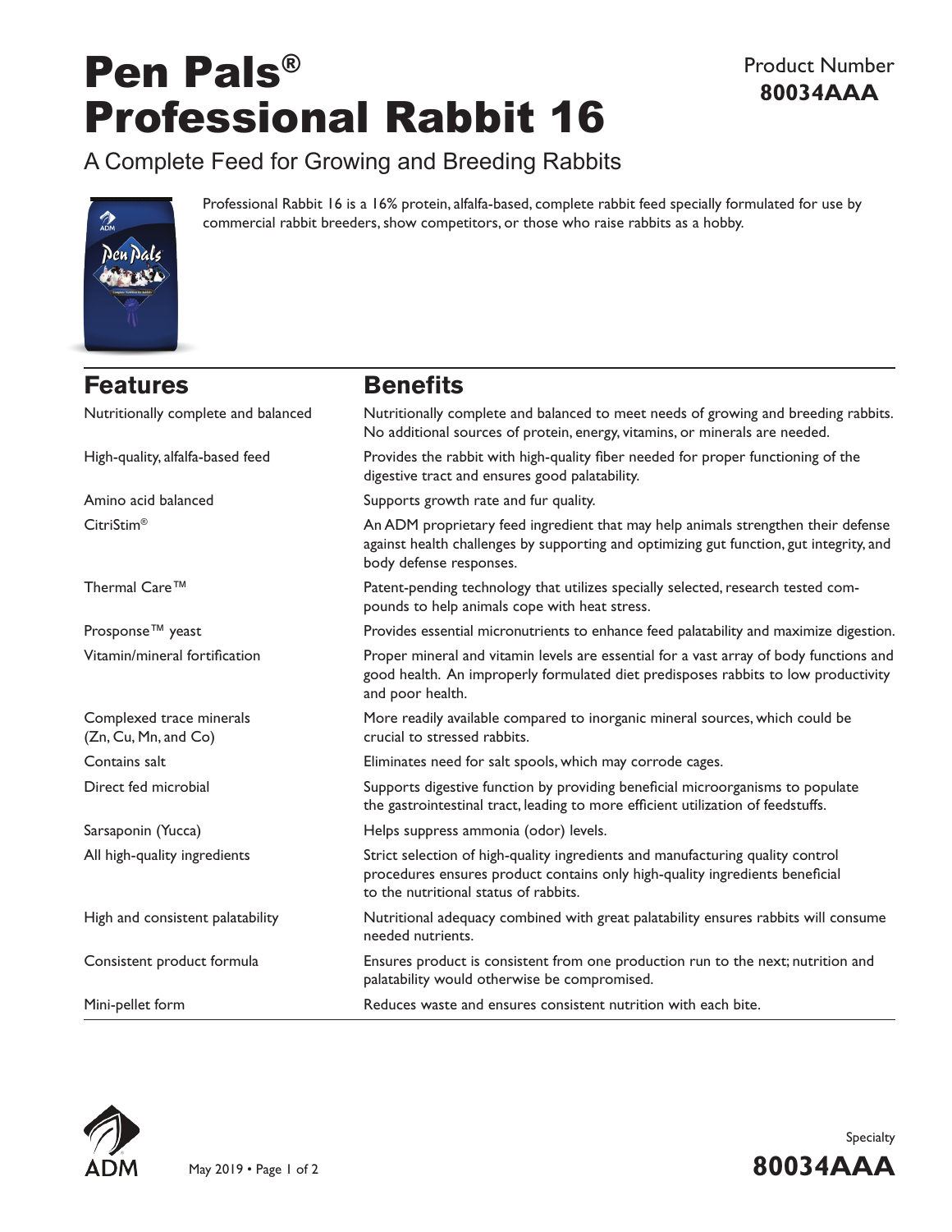# Pen Pals® Professional Rabbit 16

Product Number **80034AAA**

## A Complete Feed for Growing and Breeding Rabbits

Professional Rabbit 16 is a 16% protein, alfalfa-based, complete rabbit feed specially formulated for use by commercial rabbit breeders, show competitors, or those who raise rabbits as a hobby.

| Features | Benefits |
|---|---|
| Nutritionally complete and balanced | Nutritionally complete and balanced to meet needs of growing and breeding rabbits. No additional sources of protein, energy, vitamins, or minerals are needed. |
| High-quality, alfalfa-based feed | Provides the rabbit with high-quality fiber needed for proper functioning of the digestive tract and ensures good palatability. |
| Amino acid balanced | Supports growth rate and fur quality. |
| CitriStim® | An ADM proprietary feed ingredient that may help animals strengthen their defense against health challenges by supporting and optimizing gut function, gut integrity, and body defense responses. |
| Thermal Care™ | Patent-pending technology that utilizes specially selected, research tested compounds to help animals cope with heat stress. |
| Prosponse™ yeast | Provides essential micronutrients to enhance feed palatability and maximize digestion. |
| Vitamin/mineral fortification | Proper mineral and vitamin levels are essential for a vast array of body functions and good health. An improperly formulated diet predisposes rabbits to low productivity and poor health. |
| Complexed trace minerals (Zn, Cu, Mn, and Co) | More readily available compared to inorganic mineral sources, which could be crucial to stressed rabbits. |
| Contains salt | Eliminates need for salt spools, which may corrode cages. |
| Direct fed microbial | Supports digestive function by providing beneficial microorganisms to populate the gastrointestinal tract, leading to more efficient utilization of feedstuffs. |
| Sarsaponin (Yucca) | Helps suppress ammonia (odor) levels. |
| All high-quality ingredients | Strict selection of high-quality ingredients and manufacturing quality control procedures ensures product contains only high-quality ingredients beneficial to the nutritional status of rabbits. |
| High and consistent palatability | Nutritional adequacy combined with great palatability ensures rabbits will consume needed nutrients. |
| Consistent product formula | Ensures product is consistent from one production run to the next; nutrition and palatability would otherwise be compromised. |
| Mini-pellet form | Reduces waste and ensures consistent nutrition with each bite. |

May 2019

Specialty

**80034AAA**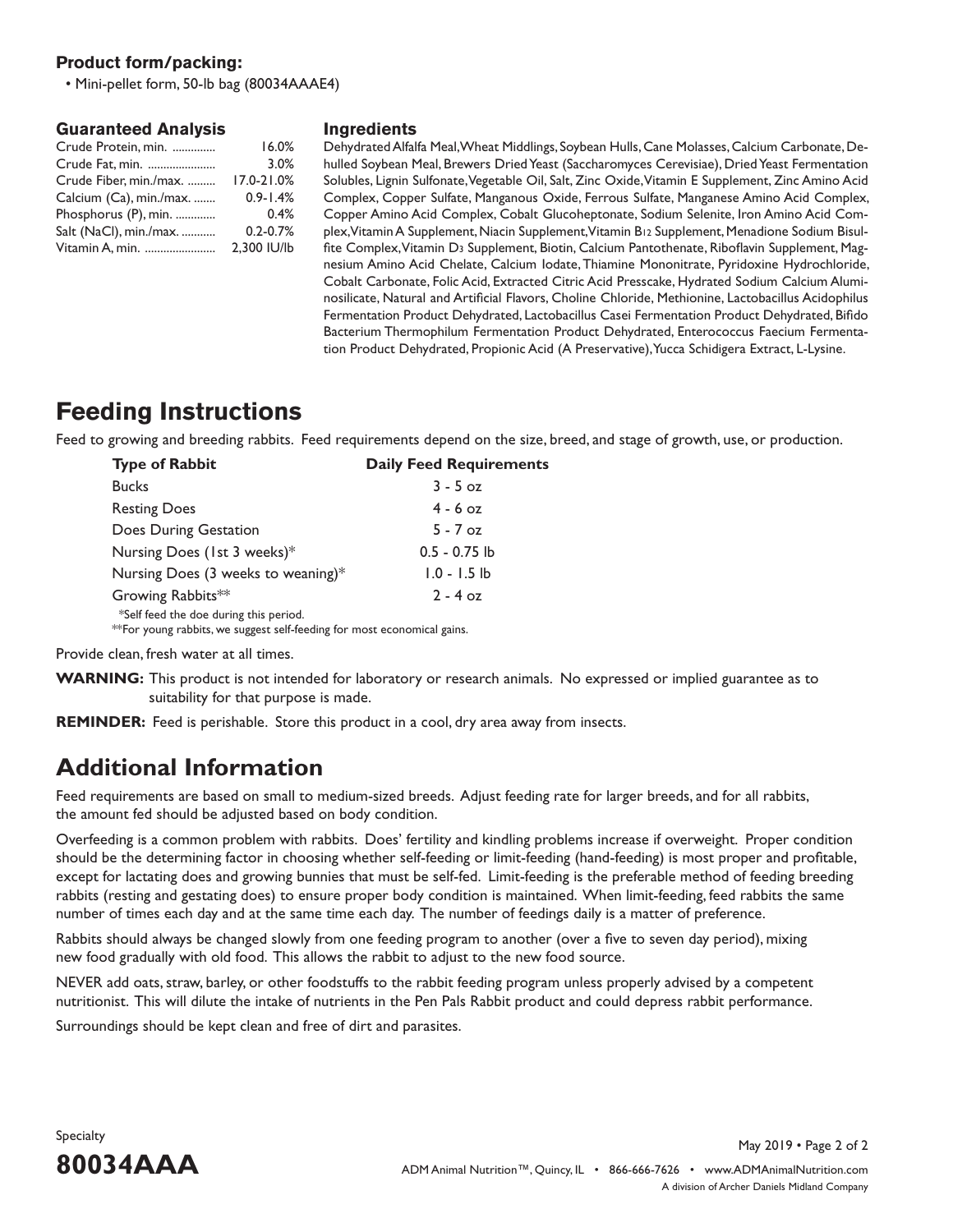### Product form/packing:

- Mini-pellet form, 50-lb bag (80034AAAE4)

### Guaranteed Analysis

| | |
|---|---|
| Crude Protein, min. | 16.0% |
| Crude Fat, min. | 3.0% |
| Crude Fiber, min./max. | 17.0-21.0% |
| Calcium (Ca), min./max. | 0.9-1.4% |
| Phosphorus (P), min. | 0.4% |
| Salt (NaCl), min./max. | 0.2-0.7% |
| Vitamin A, min. | 2,300 IU/lb |

### Ingredients

Dehydrated Alfalfa Meal, Wheat Middlings, Soybean Hulls, Cane Molasses, Calcium Carbonate, Dehulled Soybean Meal, Brewers Dried Yeast (Saccharomyces Cerevisiae), Dried Yeast Fermentation Solubles, Lignin Sulfonate, Vegetable Oil, Salt, Zinc Oxide, Vitamin E Supplement, Zinc Amino Acid Complex, Copper Sulfate, Manganous Oxide, Ferrous Sulfate, Manganese Amino Acid Complex, Copper Amino Acid Complex, Cobalt Glucoheptonate, Sodium Selenite, Iron Amino Acid Complex, Vitamin A Supplement, Niacin Supplement, Vitamin $B_{12}$ Supplement, Menadione Sodium Bisulfite Complex, Vitamin $D_3$ Supplement, Biotin, Calcium Pantothenate, Riboflavin Supplement, Magnesium Amino Acid Chelate, Calcium Iodate, Thiamine Mononitrate, Pyridoxine Hydrochloride, Cobalt Carbonate, Folic Acid, Extracted Citric Acid Presscake, Hydrated Sodium Calcium Aluminosilicate, Natural and Artificial Flavors, Choline Chloride, Methionine, Lactobacillus Acidophilus Fermentation Product Dehydrated, Lactobacillus Casei Fermentation Product Dehydrated, Bifido Bacterium Thermophilum Fermentation Product Dehydrated, Enterococcus Faecium Fermentation Product Dehydrated, Propionic Acid (A Preservative), Yucca Schidigera Extract, L-Lysine.

## Feeding Instructions

Feed to growing and breeding rabbits. Feed requirements depend on the size, breed, and stage of growth, use, or production.

| Type of Rabbit | Daily Feed Requirements |
|---|---|
| Bucks | 3 - 5 oz |
| Resting Does | 4 - 6 oz |
| Does During Gestation | 5 - 7 oz |
| Nursing Does (1st 3 weeks)* | 0.5 - 0.75 lb |
| Nursing Does (3 weeks to weaning)* | 1.0 - 1.5 lb |
| Growing Rabbits** | 2 - 4 oz |

*Self feed the doe during this period.
**For young rabbits, we suggest self-feeding for most economical gains.

Provide clean, fresh water at all times.

**WARNING:** This product is not intended for laboratory or research animals. No expressed or implied guarantee as to suitability for that purpose is made.

**REMINDER:** Feed is perishable. Store this product in a cool, dry area away from insects.

## Additional Information

Feed requirements are based on small to medium-sized breeds. Adjust feeding rate for larger breeds, and for all rabbits, the amount fed should be adjusted based on body condition.

Overfeeding is a common problem with rabbits. Does' fertility and kindling problems increase if overweight. Proper condition should be the determining factor in choosing whether self-feeding or limit-feeding (hand-feeding) is most proper and profitable, except for lactating does and growing bunnies that must be self-fed. Limit-feeding is the preferable method of feeding breeding rabbits (resting and gestating does) to ensure proper body condition is maintained. When limit-feeding, feed rabbits the same number of times each day and at the same time each day. The number of feedings daily is a matter of preference.

Rabbits should always be changed slowly from one feeding program to another (over a five to seven day period), mixing new food gradually with old food. This allows the rabbit to adjust to the new food source.

NEVER add oats, straw, barley, or other foodstuffs to the rabbit feeding program unless properly advised by a competent nutritionist. This will dilute the intake of nutrients in the Pen Pals Rabbit product and could depress rabbit performance.

Surroundings should be kept clean and free of dirt and parasites.

Specialty

**80034AAA**

May 2019

ADM Animal Nutrition™, Quincy, IL • 866-666-7626 • www.ADMAnimalNutrition.com
A division of Archer Daniels Midland Company